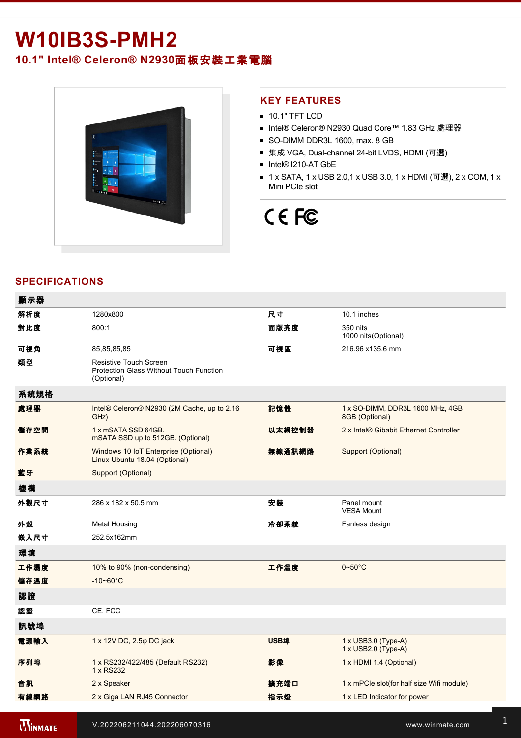# W10IB3S-PMH2

## 10.1" Intel® Celeron® N2930面板安裝工業電腦

## KEY FEATURES

- 10.1" TFT LCD
- Intel® Celeron® N2930 Quad Core™ 1.83 GHz 處理器
- SO-DIMM DDR3L 1600, max. 8 GB
- 集成 VGA, Dual-channel 24-bit LVDS, HDMI (可選)
- Intel® I210-AT GbE
- 1 x SATA, 1 x USB 2.0,1 x USB 3.0, 1 x HDMI (可選), 2 x COM, 1 x Mini PCIe slot

## SPECIFICATIONS

| 顯示器 | | | |
|---|---|---|---|
| 解析度 | 1280x800 | 尺寸 | 10.1 inches |
| 對比度 | 800:1 | 面版亮度 | 350 nits<br>1000 nits(Optional) |
| 可視角 | 85,85,85,85 | 可視區 | 216.96 x135.6 mm |
| 類型 | Resistive Touch Screen<br>Protection Glass Without Touch Function (Optional) | | |
| **系統規格** | | | |
| 處理器 | Intel® Celeron® N2930 (2M Cache, up to 2.16 GHz) | 記憶體 | 1 x SO-DIMM, DDR3L 1600 MHz, 4GB<br>8GB (Optional) |
| 儲存空間 | 1 x mSATA SSD 64GB.<br>mSATA SSD up to 512GB. (Optional) | 以太網控制器 | 2 x Intel® Gibabit Ethernet Controller |
| 作業系統 | Windows 10 IoT Enterprise (Optional)<br>Linux Ubuntu 18.04 (Optional) | 無線通訊網路 | Support (Optional) |
| 藍牙 | Support (Optional) | | |
| **機構** | | | |
| 外觀尺寸 | 286 x 182 x 50.5 mm | 安裝 | Panel mount<br>VESA Mount |
| 外殼 | Metal Housing | 冷卻系統 | Fanless design |
| 嵌入尺寸 | 252.5x162mm | | |
| **環境** | | | |
| 工作濕度 | 10% to 90% (non-condensing) | 工作溫度 | 0~50°C |
| 儲存溫度 | -10~60°C | | |
| **認證** | | | |
| 認證 | CE, FCC | | |
| **訊號埠** | | | |
| 電源輸入 | 1 x 12V DC, 2.5φ DC jack | USB埠 | 1 x USB3.0 (Type-A)<br>1 x USB2.0 (Type-A) |
| 序列埠 | 1 x RS232/422/485 (Default RS232)<br>1 x RS232 | 影像 | 1 x HDMI 1.4 (Optional) |
| 音訊 | 2 x Speaker | 擴充端口 | 1 x mPCIe slot(for half size Wifi module) |
| 有線網路 | 2 x Giga LAN RJ45 Connector | 指示燈 | 1 x LED Indicator for power |

V.202206211044.202206070316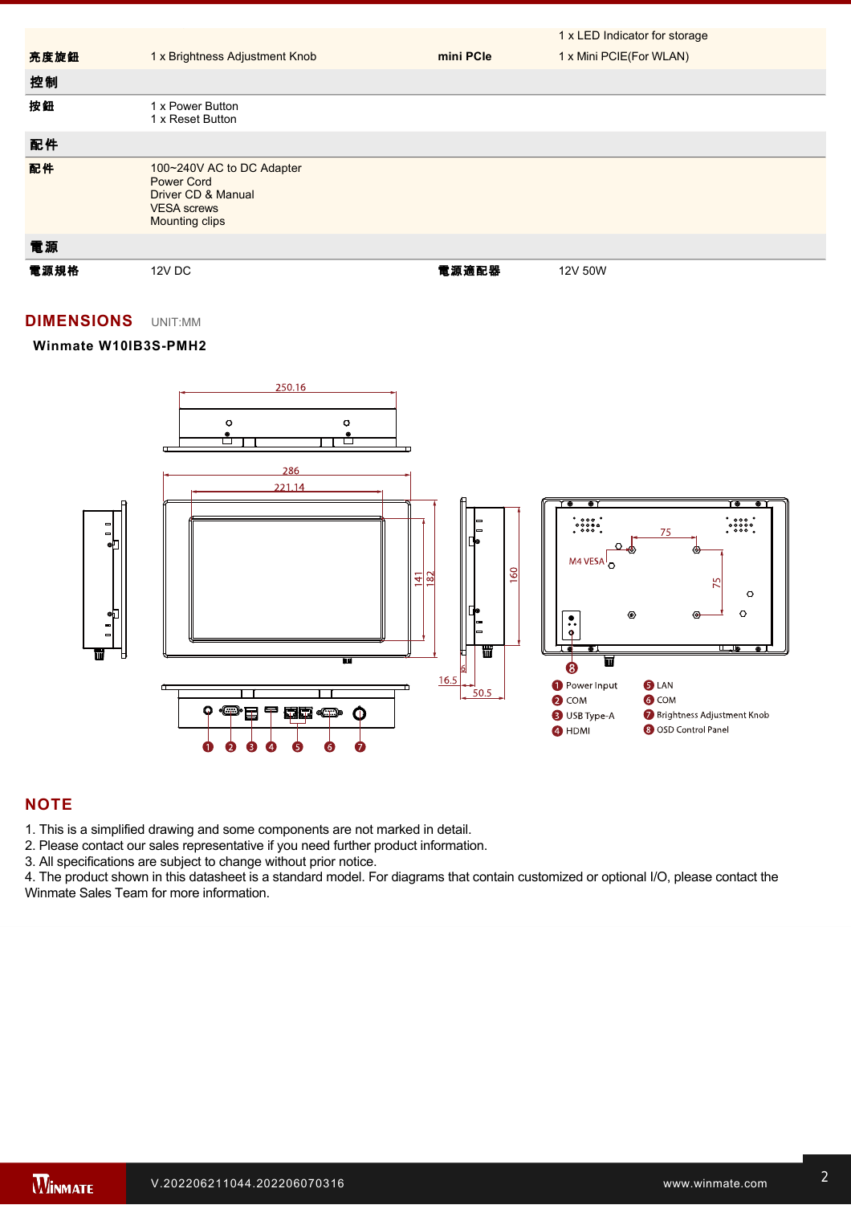| | | | |
|---|---|---|---|
| 亮度旋鈕 | 1 x Brightness Adjustment Knob | mini PCIe | 1 x LED Indicator for storage<br>1 x Mini PCIE(For WLAN) |
| **控制** | | | |
| 按鈕 | 1 x Power Button<br>1 x Reset Button | | |
| **配件** | | | |
| 配件 | 100~240V AC to DC Adapter<br>Power Cord<br>Driver CD & Manual<br>VESA screws<br>Mounting clips | | |
| **電源** | | | |
| 電源規格 | 12V DC | 電源適配器 | 12V 50W |

## DIMENSIONS UNIT:MM

**Winmate W10IB3S-PMH2**

250.16
286
221.14
141
182
160
16.5
6
50.5
75
75
M4 VESA

1 Power Input
2 COM
3 USB Type-A
4 HDMI
5 LAN
6 COM
7 Brightness Adjustment Knob
8 OSD Control Panel

## NOTE

1. This is a simplified drawing and some components are not marked in detail.
2. Please contact our sales representative if you need further product information.
3. All specifications are subject to change without prior notice.
4. The product shown in this datasheet is a standard model. For diagrams that contain customized or optional I/O, please contact the Winmate Sales Team for more information.